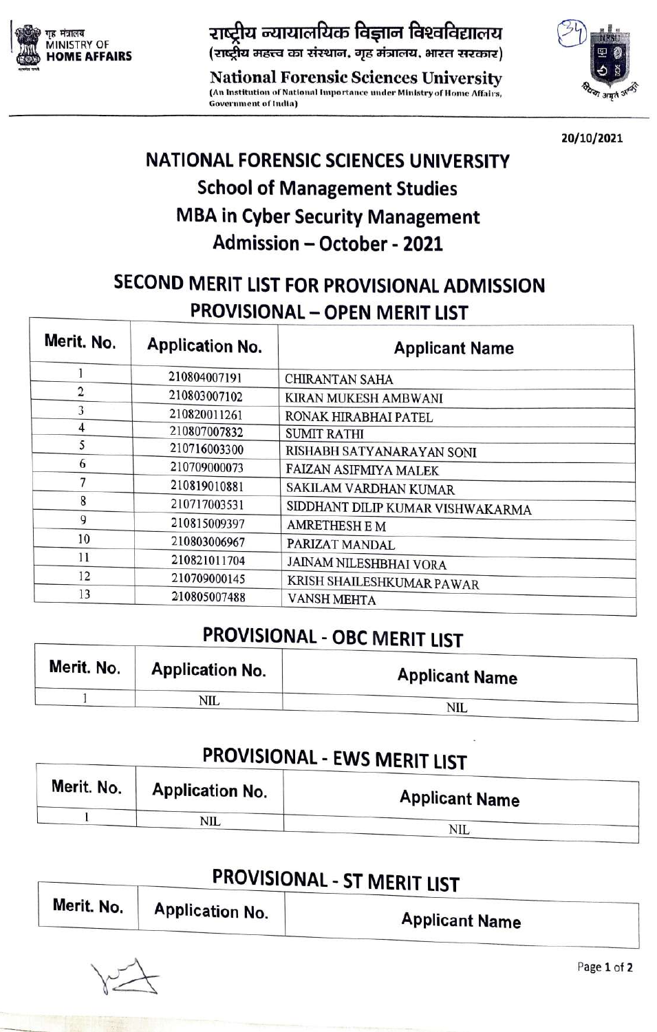गृह मंत्रालय
MINISTRY OF
**HOME AFFAIRS**

राष्ट्रीय न्यायालयिक विज्ञान विश्वविद्यालय
(राष्ट्रीय महत्त्व का संस्थान, गृह मंत्रालय, भारत सरकार)

**National Forensic Sciences University**
(An Institution of National Importance under Ministry of Home Affairs, Government of India)

(34)

20/10/2021

# NATIONAL FORENSIC SCIENCES UNIVERSITY

## School of Management Studies

## MBA in Cyber Security Management

## Admission – October - 2021

## SECOND MERIT LIST FOR PROVISIONAL ADMISSION

### PROVISIONAL – OPEN MERIT LIST

| Merit. No. | Application No. | Applicant Name |
|---|---|---|
| 1 | 210804007191 | CHIRANTAN SAHA |
| 2 | 210803007102 | KIRAN MUKESH AMBWANI |
| 3 | 210820011261 | RONAK HIRABHAI PATEL |
| 4 | 210807007832 | SUMIT RATHI |
| 5 | 210716003300 | RISHABH SATYANARAYAN SONI |
| 6 | 210709000073 | FAIZAN ASIFMIYA MALEK |
| 7 | 210819010881 | SAKILAM VARDHAN KUMAR |
| 8 | 210717003531 | SIDDHANT DILIP KUMAR VISHWAKARMA |
| 9 | 210815009397 | AMRETHESH E M |
| 10 | 210803006967 | PARIZAT MANDAL |
| 11 | 210821011704 | JAINAM NILESHBHAI VORA |
| 12 | 210709000145 | KRISH SHAILESHKUMAR PAWAR |
| 13 | 210805007488 | VANSH MEHTA |

### PROVISIONAL - OBC MERIT LIST

| Merit. No. | Application No. | Applicant Name |
|---|---|---|
| 1 | NIL | NIL |

### PROVISIONAL - EWS MERIT LIST

| Merit. No. | Application No. | Applicant Name |
|---|---|---|
| 1 | NIL | NIL |

### PROVISIONAL - ST MERIT LIST

| Merit. No. | Application No. | Applicant Name |
|---|---|---|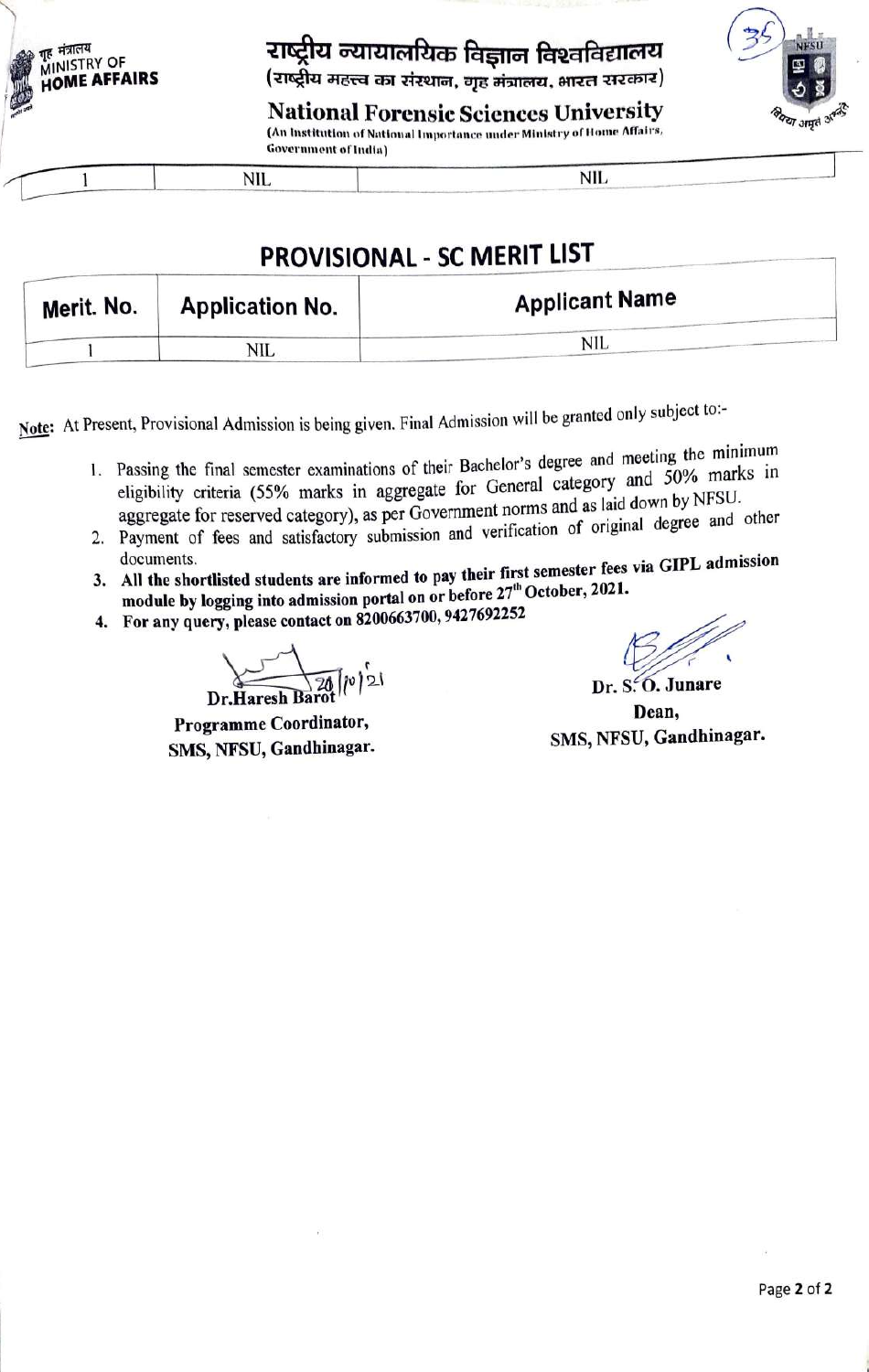गृह मंत्रालय
MINISTRY OF
**HOME AFFAIRS**

# राष्ट्रीय न्यायालयिक विज्ञान विश्वविद्यालय

(राष्ट्रीय महत्त्व का संस्थान, गृह मंत्रालय, भारत सरकार)

## National Forensic Sciences University

(An Institution of National Importance under Ministry of Home Affairs, Government of India)

(35)

| | | |
|---|---|---|
| 1 | NIL | NIL |

## PROVISIONAL - SC MERIT LIST

| Merit. No. | Application No. | Applicant Name |
|---|---|---|
| 1 | NIL | NIL |

**Note:** At Present, Provisional Admission is being given. Final Admission will be granted only subject to:-

1. Passing the final semester examinations of their Bachelor's degree and meeting the minimum eligibility criteria (55% marks in aggregate for General category and 50% marks in aggregate for reserved category), as per Government norms and as laid down by NFSU.
2. Payment of fees and satisfactory submission and verification of original degree and other documents.
3. **All the shortlisted students are informed to pay their first semester fees via GIPL admission module by logging into admission portal on or before 27th October, 2021.**
4. **For any query, please contact on 8200663700, 9427692252**

26/10/21

**Dr.Haresh Barot**
**Programme Coordinator,**
**SMS, NFSU, Gandhinagar.**

**Dr. S. O. Junare**
**Dean,**
**SMS, NFSU, Gandhinagar.**